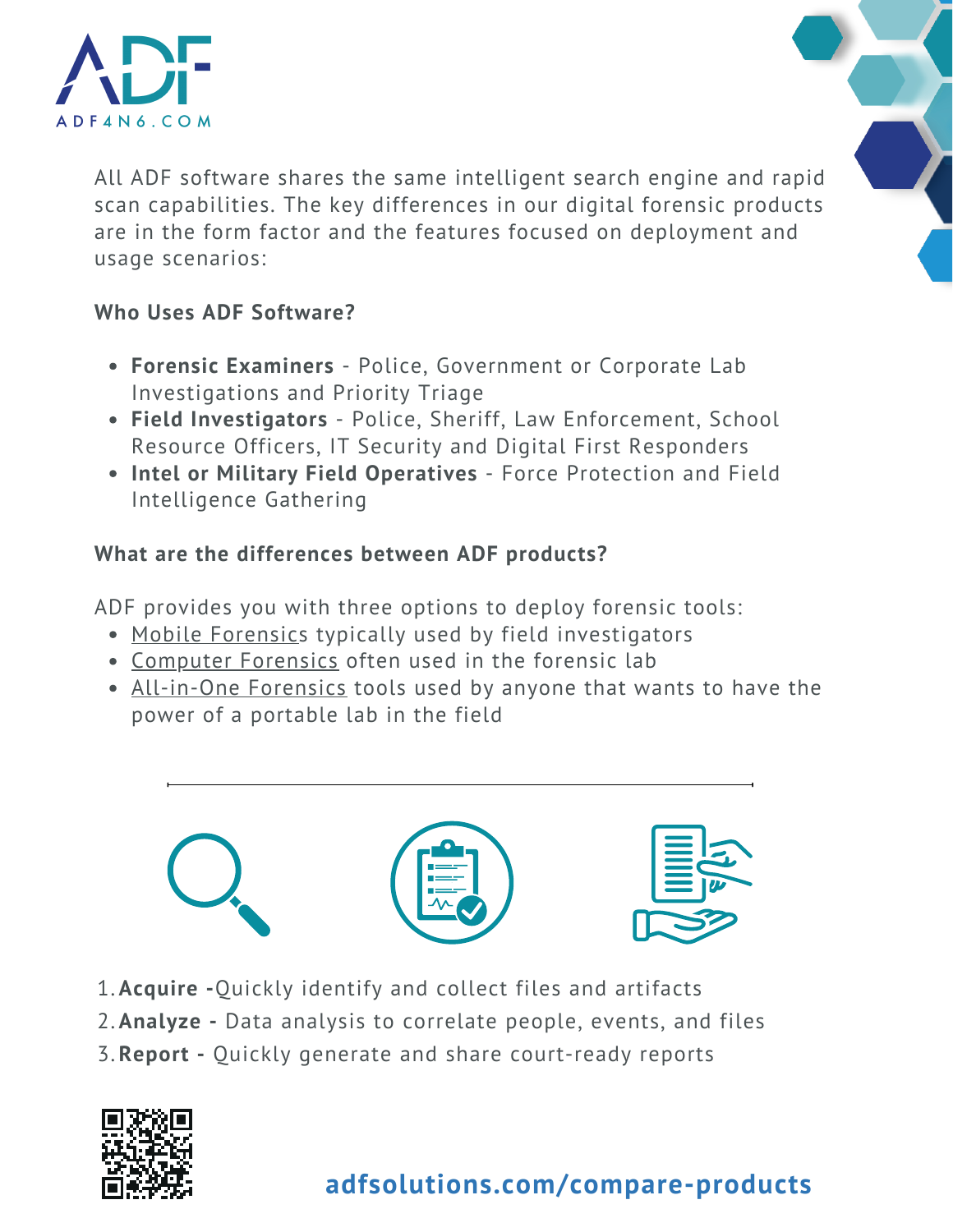ADF

ADF4N6.COM

All ADF software shares the same intelligent search engine and rapid scan capabilities. The key differences in our digital forensic products are in the form factor and the features focused on deployment and usage scenarios:

**Who Uses ADF Software?**

- **Forensic Examiners** - Police, Government or Corporate Lab Investigations and Priority Triage
- **Field Investigators** - Police, Sheriff, Law Enforcement, School Resource Officers, IT Security and Digital First Responders
- **Intel or Military Field Operatives** - Force Protection and Field Intelligence Gathering

**What are the differences between ADF products?**

ADF provides you with three options to deploy forensic tools:

- Mobile Forensics typically used by field investigators
- Computer Forensics often used in the forensic lab
- All-in-One Forensics tools used by anyone that wants to have the power of a portable lab in the field

---

1. **Acquire -** Quickly identify and collect files and artifacts
2. **Analyze -** Data analysis to correlate people, events, and files
3. **Report -** Quickly generate and share court-ready reports

**adfsolutions.com/compare-products**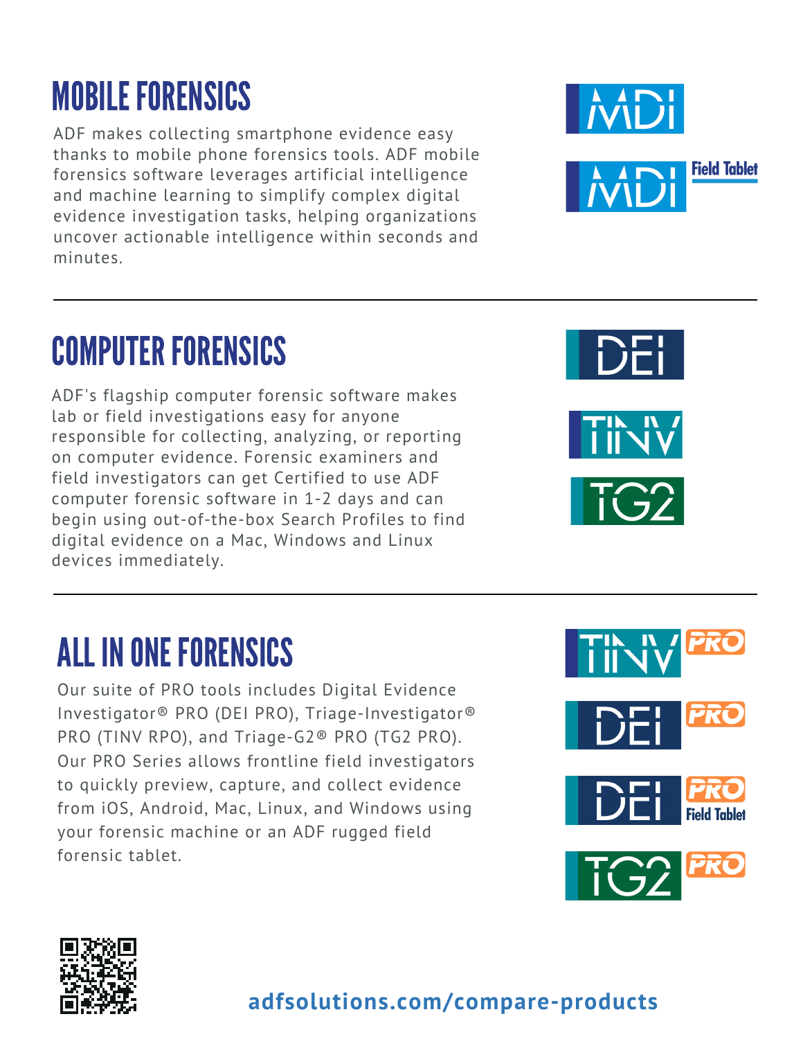# MOBILE FORENSICS

ADF makes collecting smartphone evidence easy thanks to mobile phone forensics tools. ADF mobile forensics software leverages artificial intelligence and machine learning to simplify complex digital evidence investigation tasks, helping organizations uncover actionable intelligence within seconds and minutes.

MDI

MDI Field Tablet

---

# COMPUTER FORENSICS

ADF's flagship computer forensic software makes lab or field investigations easy for anyone responsible for collecting, analyzing, or reporting on computer evidence. Forensic examiners and field investigators can get Certified to use ADF computer forensic software in 1-2 days and can begin using out-of-the-box Search Profiles to find digital evidence on a Mac, Windows and Linux devices immediately.

DEI

TINV

TG2

---

# ALL IN ONE FORENSICS

Our suite of PRO tools includes Digital Evidence Investigator® PRO (DEI PRO), Triage-Investigator® PRO (TINV RPO), and Triage-G2® PRO (TG2 PRO). Our PRO Series allows frontline field investigators to quickly preview, capture, and collect evidence from iOS, Android, Mac, Linux, and Windows using your forensic machine or an ADF rugged field forensic tablet.

TINV PRO

DEI PRO

DEI PRO Field Tablet

TG2 PRO

**adfsolutions.com/compare-products**